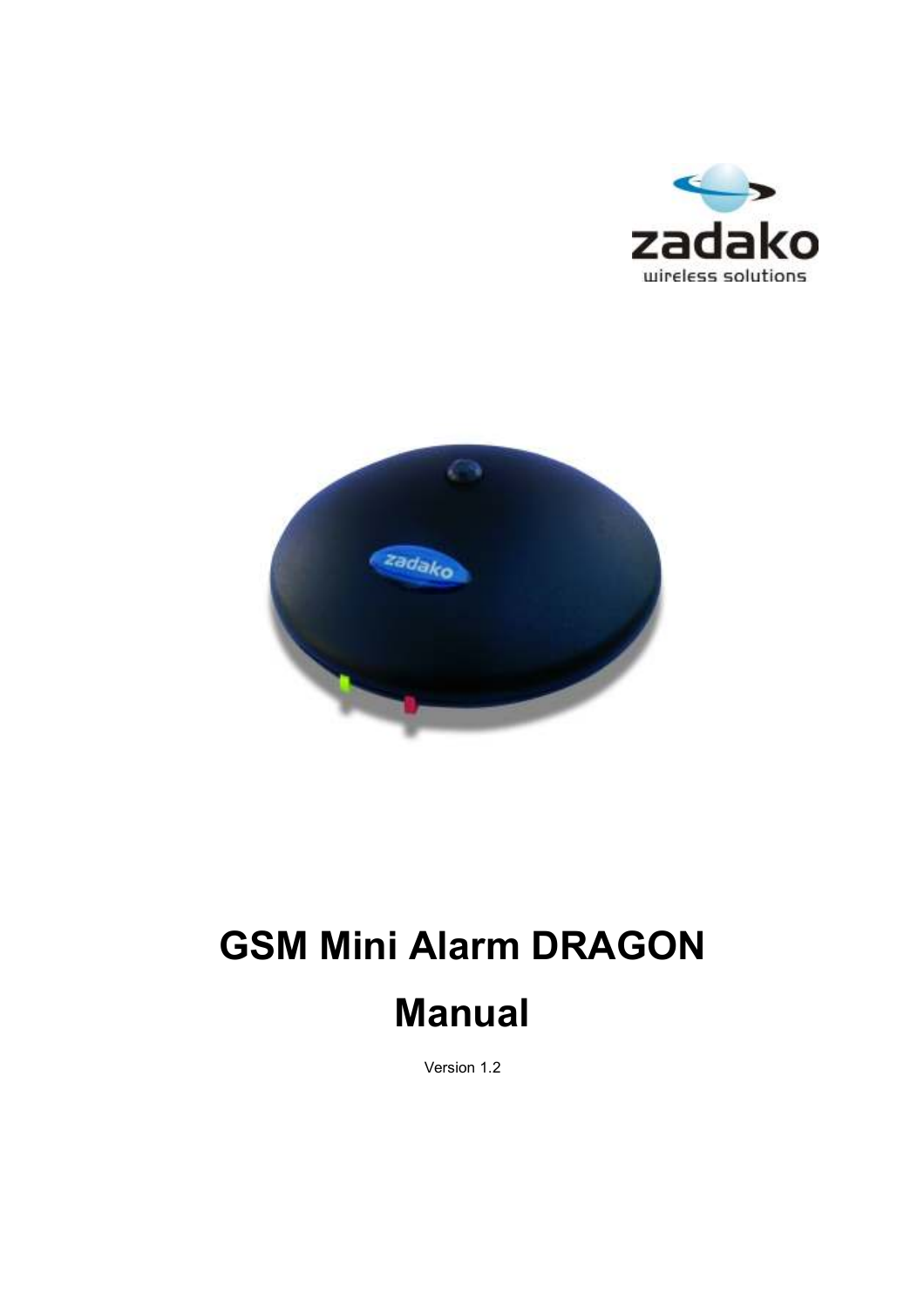# GSM Mini Alarm DRAGON

# Manual

Version 1.2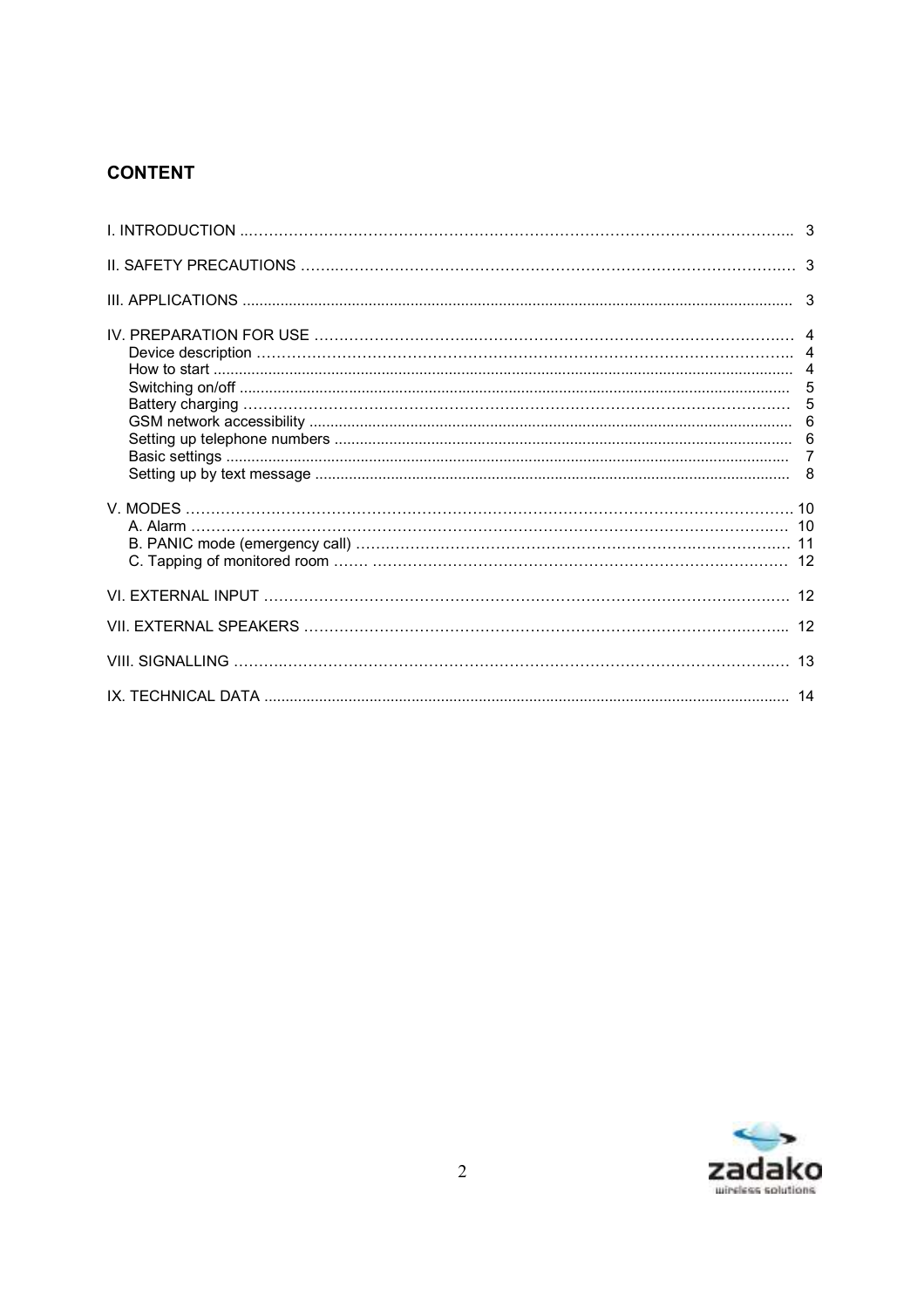## CONTENT

I. INTRODUCTION ........................................................................................................ 3

II. SAFETY PRECAUTIONS .............................................................................................. 3

III. APPLICATIONS ........................................................................................................ 3

IV. PREPARATION FOR USE ........................................................................................... 4
- Device description .................................................................................................... 4
- How to start ............................................................................................................. 4
- Switching on/off ....................................................................................................... 5
- Battery charging ....................................................................................................... 5
- GSM network accessibility ........................................................................................ 6
- Setting up telephone numbers .................................................................................. 6
- Basic settings ........................................................................................................... 7
- Setting up by text message ....................................................................................... 8

V. MODES ..................................................................................................................... 10
- A. Alarm .................................................................................................................. 10
- B. PANIC mode (emergency call) ............................................................................. 11
- C. Tapping of monitored room .................................................................................. 12

VI. EXTERNAL INPUT ..................................................................................................... 12

VII. EXTERNAL SPEAKERS ............................................................................................. 12

VIII. SIGNALLING ........................................................................................................... 13

IX. TECHNICAL DATA ..................................................................................................... 14

zadako
wireless solutions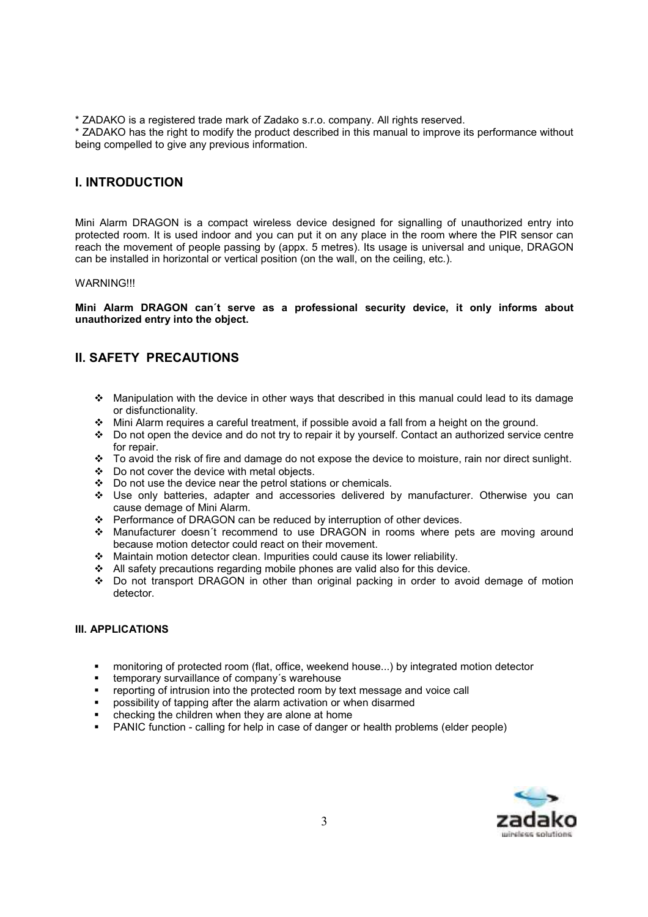* ZADAKO is a registered trade mark of Zadako s.r.o. company. All rights reserved.
* ZADAKO has the right to modify the product described in this manual to improve its performance without being compelled to give any previous information.

## I. INTRODUCTION

Mini Alarm DRAGON is a compact wireless device designed for signalling of unauthorized entry into protected room. It is used indoor and you can put it on any place in the room where the PIR sensor can reach the movement of people passing by (appx. 5 metres). Its usage is universal and unique, DRAGON can be installed in horizontal or vertical position (on the wall, on the ceiling, etc.).

WARNING!!!

**Mini Alarm DRAGON can´t serve as a professional security device, it only informs about unauthorized entry into the object.**

## II. SAFETY PRECAUTIONS

- Manipulation with the device in other ways that described in this manual could lead to its damage or disfunctionality.
- Mini Alarm requires a careful treatment, if possible avoid a fall from a height on the ground.
- Do not open the device and do not try to repair it by yourself. Contact an authorized service centre for repair.
- To avoid the risk of fire and damage do not expose the device to moisture, rain nor direct sunlight.
- Do not cover the device with metal objects.
- Do not use the device near the petrol stations or chemicals.
- Use only batteries, adapter and accessories delivered by manufacturer. Otherwise you can cause demage of Mini Alarm.
- Performance of DRAGON can be reduced by interruption of other devices.
- Manufacturer doesn´t recommend to use DRAGON in rooms where pets are moving around because motion detector could react on their movement.
- Maintain motion detector clean. Impurities could cause its lower reliability.
- All safety precautions regarding mobile phones are valid also for this device.
- Do not transport DRAGON in other than original packing in order to avoid demage of motion detector.

### III. APPLICATIONS

- monitoring of protected room (flat, office, weekend house...) by integrated motion detector
- temporary survaillance of company´s warehouse
- reporting of intrusion into the protected room by text message and voice call
- possibility of tapping after the alarm activation or when disarmed
- checking the children when they are alone at home
- PANIC function - calling for help in case of danger or health problems (elder people)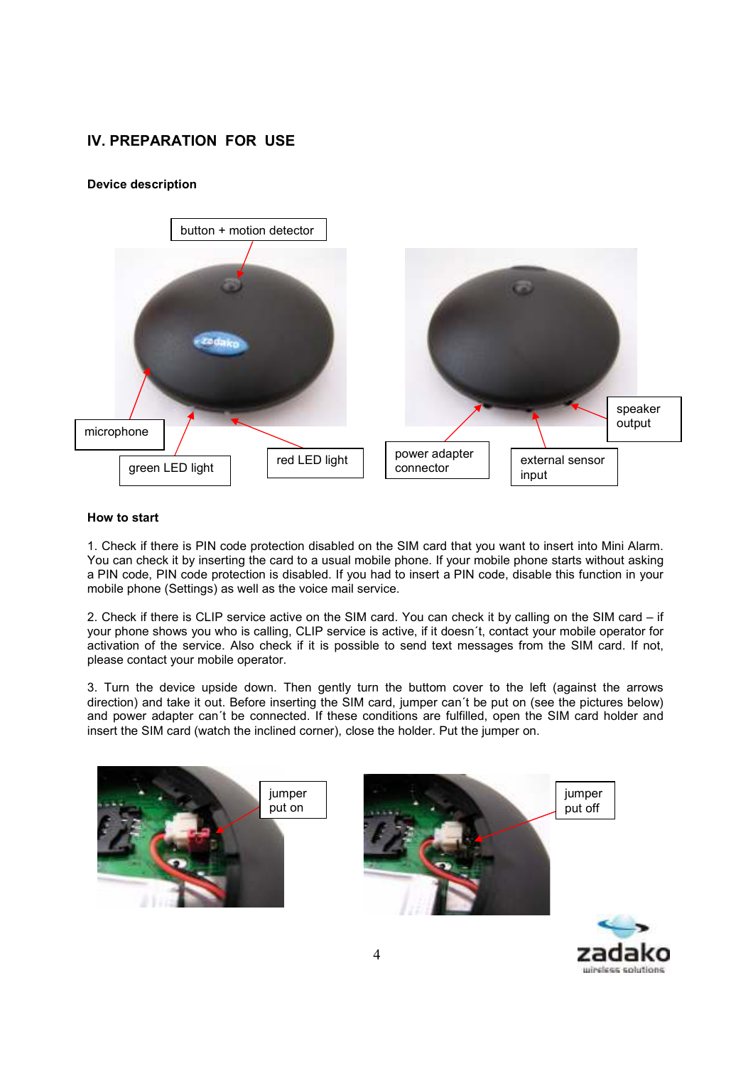## IV. PREPARATION FOR USE

### Device description

button + motion detector

microphone

green LED light

red LED light

power adapter connector

external sensor input

speaker output

### How to start

1. Check if there is PIN code protection disabled on the SIM card that you want to insert into Mini Alarm. You can check it by inserting the card to a usual mobile phone. If your mobile phone starts without asking a PIN code, PIN code protection is disabled. If you had to insert a PIN code, disable this function in your mobile phone (Settings) as well as the voice mail service.

2. Check if there is CLIP service active on the SIM card. You can check it by calling on the SIM card – if your phone shows you who is calling, CLIP service is active, if it doesn´t, contact your mobile operator for activation of the service. Also check if it is possible to send text messages from the SIM card. If not, please contact your mobile operator.

3. Turn the device upside down. Then gently turn the buttom cover to the left (against the arrows direction) and take it out. Before inserting the SIM card, jumper can´t be put on (see the pictures below) and power adapter can´t be connected. If these conditions are fulfilled, open the SIM card holder and insert the SIM card (watch the inclined corner), close the holder. Put the jumper on.

jumper put on

jumper put off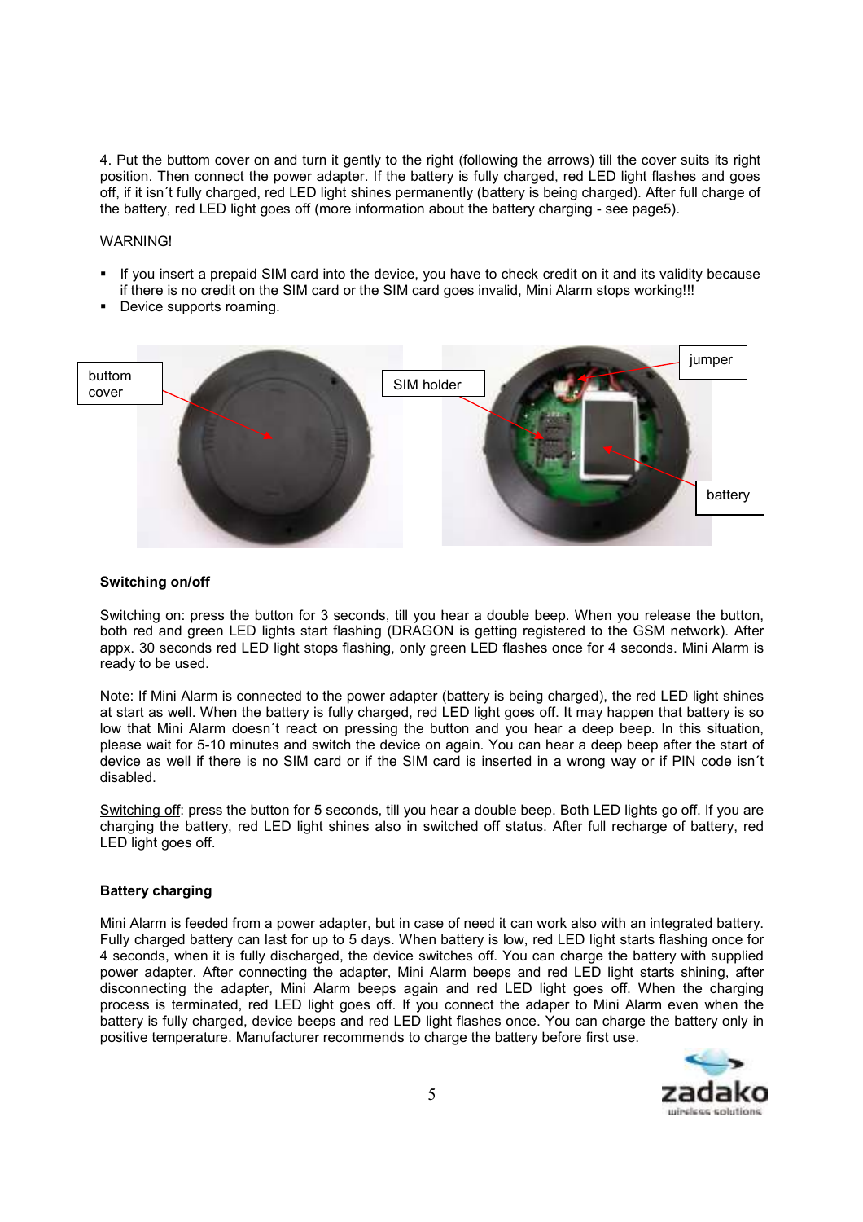4. Put the buttom cover on and turn it gently to the right (following the arrows) till the cover suits its right position. Then connect the power adapter. If the battery is fully charged, red LED light flashes and goes off, if it isn´t fully charged, red LED light shines permanently (battery is being charged). After full charge of the battery, red LED light goes off (more information about the battery charging - see page5).

WARNING!

- If you insert a prepaid SIM card into the device, you have to check credit on it and its validity because if there is no credit on the SIM card or the SIM card goes invalid, Mini Alarm stops working!!!
- Device supports roaming.

buttom cover

SIM holder

jumper

battery

**Switching on/off**

Switching on: press the button for 3 seconds, till you hear a double beep. When you release the button, both red and green LED lights start flashing (DRAGON is getting registered to the GSM network). After appx. 30 seconds red LED light stops flashing, only green LED flashes once for 4 seconds. Mini Alarm is ready to be used.

Note: If Mini Alarm is connected to the power adapter (battery is being charged), the red LED light shines at start as well. When the battery is fully charged, red LED light goes off. It may happen that battery is so low that Mini Alarm doesn´t react on pressing the button and you hear a deep beep. In this situation, please wait for 5-10 minutes and switch the device on again. You can hear a deep beep after the start of device as well if there is no SIM card or if the SIM card is inserted in a wrong way or if PIN code isn´t disabled.

Switching off: press the button for 5 seconds, till you hear a double beep. Both LED lights go off. If you are charging the battery, red LED light shines also in switched off status. After full recharge of battery, red LED light goes off.

**Battery charging**

Mini Alarm is feeded from a power adapter, but in case of need it can work also with an integrated battery. Fully charged battery can last for up to 5 days. When battery is low, red LED light starts flashing once for 4 seconds, when it is fully discharged, the device switches off. You can charge the battery with supplied power adapter. After connecting the adapter, Mini Alarm beeps and red LED light starts shining, after disconnecting the adapter, Mini Alarm beeps again and red LED light goes off. When the charging process is terminated, red LED light goes off. If you connect the adaper to Mini Alarm even when the battery is fully charged, device beeps and red LED light flashes once. You can charge the battery only in positive temperature. Manufacturer recommends to charge the battery before first use.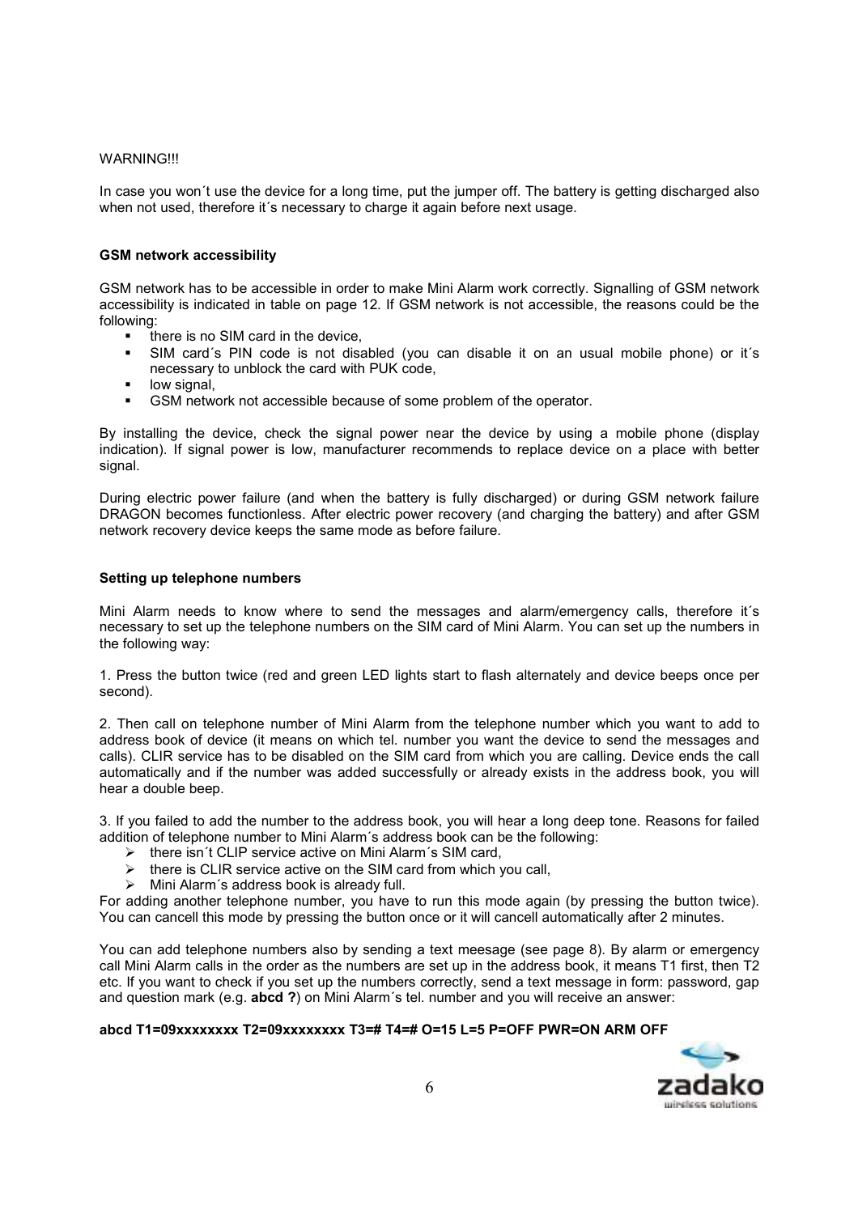WARNING!!!

In case you won´t use the device for a long time, put the jumper off. The battery is getting discharged also when not used, therefore it´s necessary to charge it again before next usage.

### GSM network accessibility

GSM network has to be accessible in order to make Mini Alarm work correctly. Signalling of GSM network accessibility is indicated in table on page 12. If GSM network is not accessible, the reasons could be the following:

- there is no SIM card in the device,
- SIM card´s PIN code is not disabled (you can disable it on an usual mobile phone) or it´s necessary to unblock the card with PUK code,
- low signal,
- GSM network not accessible because of some problem of the operator.

By installing the device, check the signal power near the device by using a mobile phone (display indication). If signal power is low, manufacturer recommends to replace device on a place with better signal.

During electric power failure (and when the battery is fully discharged) or during GSM network failure DRAGON becomes functionless. After electric power recovery (and charging the battery) and after GSM network recovery device keeps the same mode as before failure.

### Setting up telephone numbers

Mini Alarm needs to know where to send the messages and alarm/emergency calls, therefore it´s necessary to set up the telephone numbers on the SIM card of Mini Alarm. You can set up the numbers in the following way:

1. Press the button twice (red and green LED lights start to flash alternately and device beeps once per second).

2. Then call on telephone number of Mini Alarm from the telephone number which you want to add to address book of device (it means on which tel. number you want the device to send the messages and calls). CLIR service has to be disabled on the SIM card from which you are calling. Device ends the call automatically and if the number was added successfully or already exists in the address book, you will hear a double beep.

3. If you failed to add the number to the address book, you will hear a long deep tone. Reasons for failed addition of telephone number to Mini Alarm´s address book can be the following:

- there isn´t CLIP service active on Mini Alarm´s SIM card,
- there is CLIR service active on the SIM card from which you call,
- Mini Alarm´s address book is already full.

For adding another telephone number, you have to run this mode again (by pressing the button twice). You can cancell this mode by pressing the button once or it will cancell automatically after 2 minutes.

You can add telephone numbers also by sending a text meesage (see page 8). By alarm or emergency call Mini Alarm calls in the order as the numbers are set up in the address book, it means T1 first, then T2 etc. If you want to check if you set up the numbers correctly, send a text message in form: password, gap and question mark (e.g. **abcd ?**) on Mini Alarm´s tel. number and you will receive an answer:

**abcd T1=09xxxxxxxx T2=09xxxxxxxx T3=# T4=# O=15 L=5 P=OFF PWR=ON ARM OFF**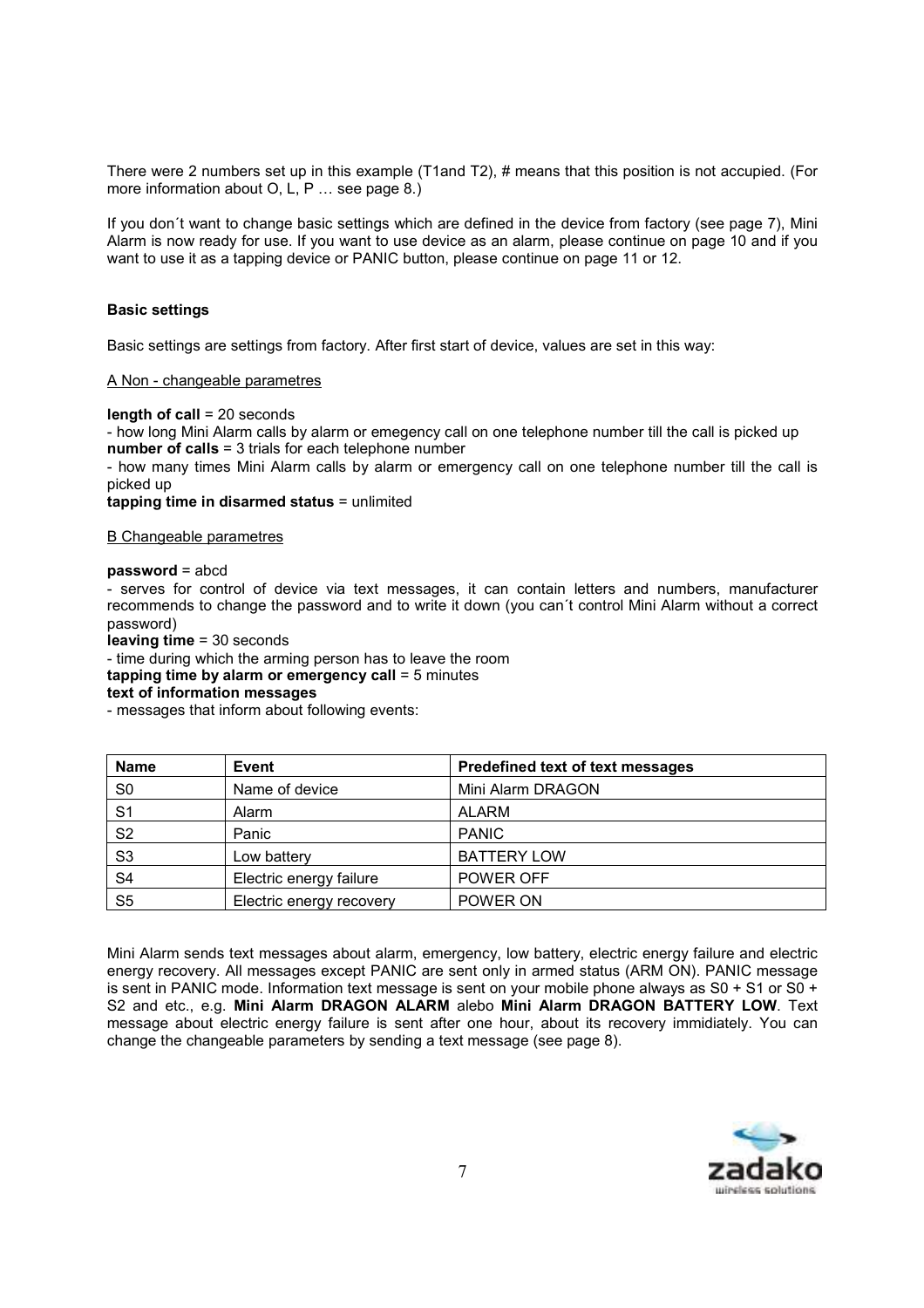There were 2 numbers set up in this example (T1and T2), # means that this position is not accupied. (For more information about O, L, P … see page 8.)

If you don´t want to change basic settings which are defined in the device from factory (see page 7), Mini Alarm is now ready for use. If you want to use device as an alarm, please continue on page 10 and if you want to use it as a tapping device or PANIC button, please continue on page 11 or 12.

### Basic settings

Basic settings are settings from factory. After first start of device, values are set in this way:

A Non - changeable parametres

**length of call** = 20 seconds
- how long Mini Alarm calls by alarm or emegency call on one telephone number till the call is picked up

**number of calls** = 3 trials for each telephone number
- how many times Mini Alarm calls by alarm or emergency call on one telephone number till the call is picked up

**tapping time in disarmed status** = unlimited

B Changeable parametres

**password** = abcd
- serves for control of device via text messages, it can contain letters and numbers, manufacturer recommends to change the password and to write it down (you can´t control Mini Alarm without a correct password)

**leaving time** = 30 seconds
- time during which the arming person has to leave the room

**tapping time by alarm or emergency call** = 5 minutes

**text of information messages**
- messages that inform about following events:

| Name | Event | Predefined text of text messages |
|---|---|---|
| S0 | Name of device | Mini Alarm DRAGON |
| S1 | Alarm | ALARM |
| S2 | Panic | PANIC |
| S3 | Low battery | BATTERY LOW |
| S4 | Electric energy failure | POWER OFF |
| S5 | Electric energy recovery | POWER ON |

Mini Alarm sends text messages about alarm, emergency, low battery, electric energy failure and electric energy recovery. All messages except PANIC are sent only in armed status (ARM ON). PANIC message is sent in PANIC mode. Information text message is sent on your mobile phone always as S0 + S1 or S0 + S2 and etc., e.g. **Mini Alarm DRAGON ALARM** alebo **Mini Alarm DRAGON BATTERY LOW**. Text message about electric energy failure is sent after one hour, about its recovery immidiately. You can change the changeable parameters by sending a text message (see page 8).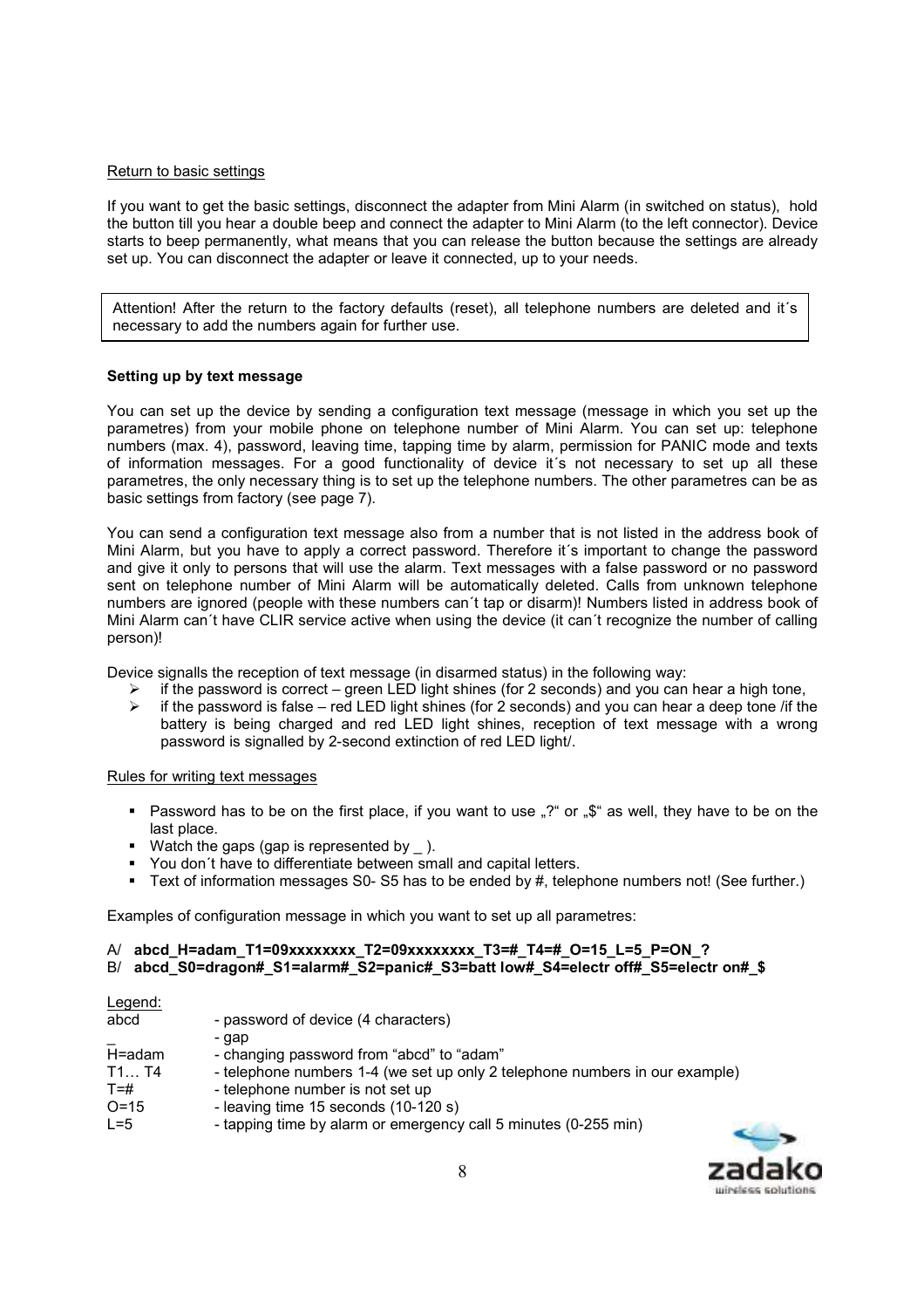Return to basic settings

If you want to get the basic settings, disconnect the adapter from Mini Alarm (in switched on status), hold the button till you hear a double beep and connect the adapter to Mini Alarm (to the left connector). Device starts to beep permanently, what means that you can release the button because the settings are already set up. You can disconnect the adapter or leave it connected, up to your needs.

> Attention! After the return to the factory defaults (reset), all telephone numbers are deleted and it´s necessary to add the numbers again for further use.

**Setting up by text message**

You can set up the device by sending a configuration text message (message in which you set up the parametres) from your mobile phone on telephone number of Mini Alarm. You can set up: telephone numbers (max. 4), password, leaving time, tapping time by alarm, permission for PANIC mode and texts of information messages. For a good functionality of device it´s not necessary to set up all these parametres, the only necessary thing is to set up the telephone numbers. The other parametres can be as basic settings from factory (see page 7).

You can send a configuration text message also from a number that is not listed in the address book of Mini Alarm, but you have to apply a correct password. Therefore it´s important to change the password and give it only to persons that will use the alarm. Text messages with a false password or no password sent on telephone number of Mini Alarm will be automatically deleted. Calls from unknown telephone numbers are ignored (people with these numbers can´t tap or disarm)! Numbers listed in address book of Mini Alarm can´t have CLIR service active when using the device (it can´t recognize the number of calling person)!

Device signalls the reception of text message (in disarmed status) in the following way:

- if the password is correct – green LED light shines (for 2 seconds) and you can hear a high tone,
- if the password is false – red LED light shines (for 2 seconds) and you can hear a deep tone /if the battery is being charged and red LED light shines, reception of text message with a wrong password is signalled by 2-second extinction of red LED light/.

Rules for writing text messages

- Password has to be on the first place, if you want to use „?“ or „$“ as well, they have to be on the last place.
- Watch the gaps (gap is represented by _ ).
- You don´t have to differentiate between small and capital letters.
- Text of information messages S0- S5 has to be ended by #, telephone numbers not! (See further.)

Examples of configuration message in which you want to set up all parametres:

A/ **abcd_H=adam_T1=09xxxxxxxx_T2=09xxxxxxxx_T3=#_T4=#_O=15_L=5_P=ON_?**
B/ **abcd_S0=dragon#_S1=alarm#_S2=panic#_S3=batt low#_S4=electr off#_S5=electr on#_$**

Legend:

| | |
|---|---|
| abcd | - password of device (4 characters) |
| _ | - gap |
| H=adam | - changing password from “abcd” to “adam” |
| T1… T4 | - telephone numbers 1-4 (we set up only 2 telephone numbers in our example) |
| T=# | - telephone number is not set up |
| O=15 | - leaving time 15 seconds (10-120 s) |
| L=5 | - tapping time by alarm or emergency call 5 minutes (0-255 min) |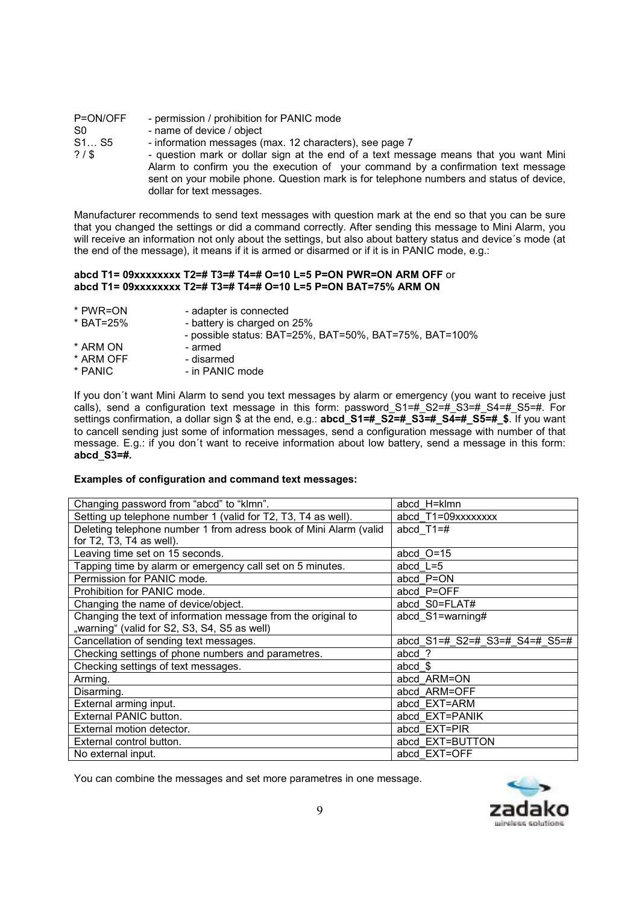P=ON/OFF - permission / prohibition for PANIC mode
S0 - name of device / object
S1… S5 - information messages (max. 12 characters), see page 7
? / $ - question mark or dollar sign at the end of a text message means that you want Mini Alarm to confirm you the execution of your command by a confirmation text message sent on your mobile phone. Question mark is for telephone numbers and status of device, dollar for text messages.

Manufacturer recommends to send text messages with question mark at the end so that you can be sure that you changed the settings or did a command correctly. After sending this message to Mini Alarm, you will receive an information not only about the settings, but also about battery status and device´s mode (at the end of the message), it means if it is armed or disarmed or if it is in PANIC mode, e.g.:

**abcd T1= 09xxxxxxxx T2=# T3=# T4=# O=10 L=5 P=ON PWR=ON ARM OFF** or
**abcd T1= 09xxxxxxxx T2=# T3=# T4=# O=10 L=5 P=ON BAT=75% ARM ON**

* PWR=ON - adapter is connected
* BAT=25% - battery is charged on 25%
  - possible status: BAT=25%, BAT=50%, BAT=75%, BAT=100%
* ARM ON - armed
* ARM OFF - disarmed
* PANIC - in PANIC mode

If you don´t want Mini Alarm to send you text messages by alarm or emergency (you want to receive just calls), send a configuration text message in this form: password_S1=#_S2=#_S3=#_S4=#_S5=#. For settings confirmation, a dollar sign $ at the end, e.g.: **abcd_S1=#_S2=#_S3=#_S4=#_S5=#_$**. If you want to cancell sending just some of information messages, send a configuration message with number of that message. E.g.: if you don´t want to receive information about low battery, send a message in this form: **abcd_S3=#.**

**Examples of configuration and command text messages:**

| | |
|---|---|
| Changing password from "abcd" to "klmn". | abcd_H=klmn |
| Setting up telephone number 1 (valid for T2, T3, T4 as well). | abcd_T1=09xxxxxxxx |
| Deleting telephone number 1 from adress book of Mini Alarm (valid for T2, T3, T4 as well). | abcd_T1=# |
| Leaving time set on 15 seconds. | abcd_O=15 |
| Tapping time by alarm or emergency call set on 5 minutes. | abcd_L=5 |
| Permission for PANIC mode. | abcd_P=ON |
| Prohibition for PANIC mode. | abcd_P=OFF |
| Changing the name of device/object. | abcd_S0=FLAT# |
| Changing the text of information message from the original to „warning" (valid for S2, S3, S4, S5 as well) | abcd_S1=warning# |
| Cancellation of sending text messages. | abcd_S1=#_S2=#_S3=#_S4=#_S5=# |
| Checking settings of phone numbers and parametres. | abcd_? |
| Checking settings of text messages. | abcd_$ |
| Arming. | abcd_ARM=ON |
| Disarming. | abcd_ARM=OFF |
| External arming input. | abcd_EXT=ARM |
| External PANIC button. | abcd_EXT=PANIK |
| External motion detector. | abcd_EXT=PIR |
| External control button. | abcd_EXT=BUTTON |
| No external input. | abcd_EXT=OFF |

You can combine the messages and set more parametres in one message.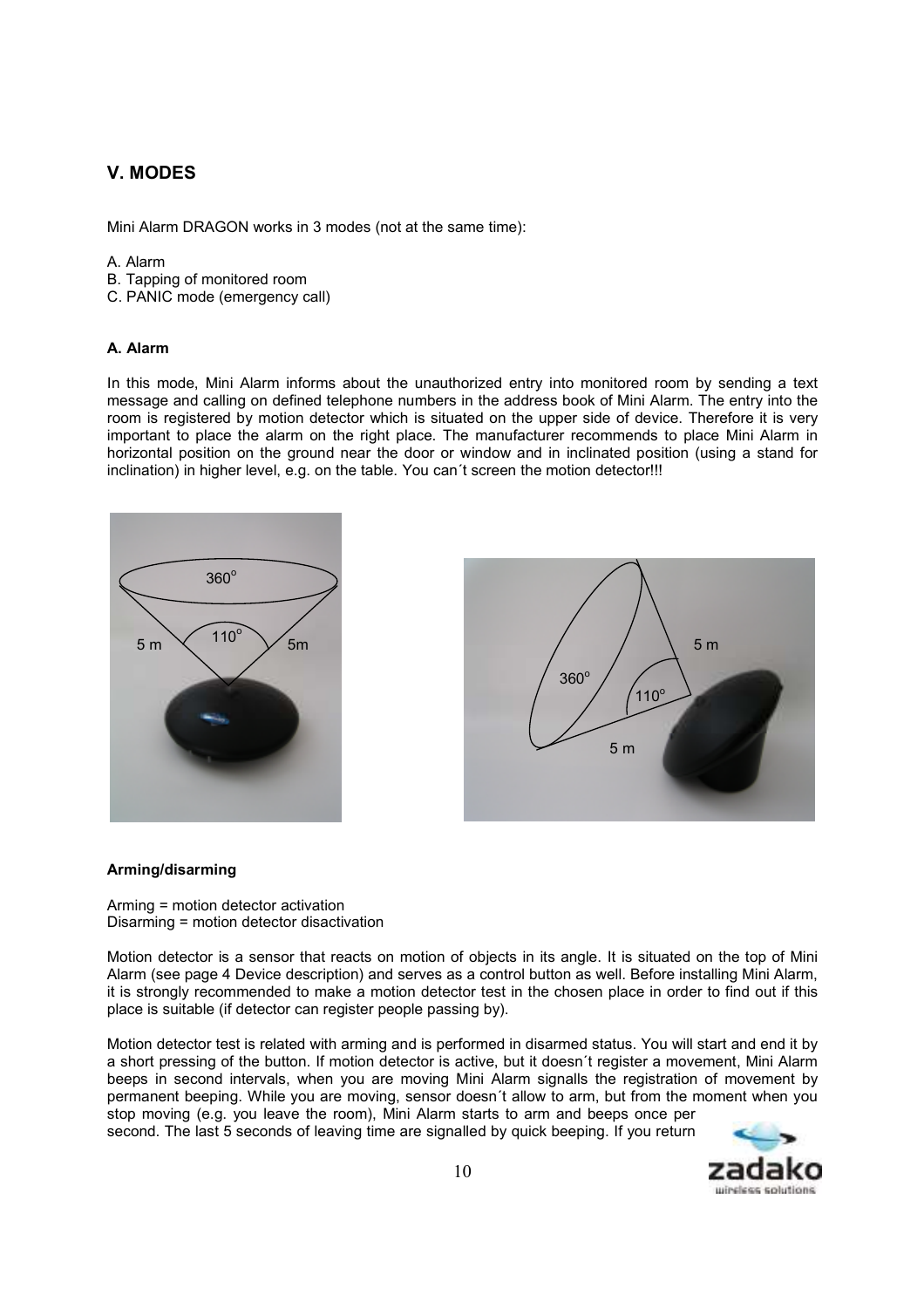## V. MODES

Mini Alarm DRAGON works in 3 modes (not at the same time):

A. Alarm
B. Tapping of monitored room
C. PANIC mode (emergency call)

### A. Alarm

In this mode, Mini Alarm informs about the unauthorized entry into monitored room by sending a text message and calling on defined telephone numbers in the address book of Mini Alarm. The entry into the room is registered by motion detector which is situated on the upper side of device. Therefore it is very important to place the alarm on the right place. The manufacturer recommends to place Mini Alarm in horizontal position on the ground near the door or window and in inclinated position (using a stand for inclination) in higher level, e.g. on the table. You can´t screen the motion detector!!!

#### Arming/disarming

Arming = motion detector activation
Disarming = motion detector disactivation

Motion detector is a sensor that reacts on motion of objects in its angle. It is situated on the top of Mini Alarm (see page 4 Device description) and serves as a control button as well. Before installing Mini Alarm, it is strongly recommended to make a motion detector test in the chosen place in order to find out if this place is suitable (if detector can register people passing by).

Motion detector test is related with arming and is performed in disarmed status. You will start and end it by a short pressing of the button. If motion detector is active, but it doesn´t register a movement, Mini Alarm beeps in second intervals, when you are moving Mini Alarm signalls the registration of movement by permanent beeping. While you are moving, sensor doesn´t allow to arm, but from the moment when you stop moving (e.g. you leave the room), Mini Alarm starts to arm and beeps once per second. The last 5 seconds of leaving time are signalled by quick beeping. If you return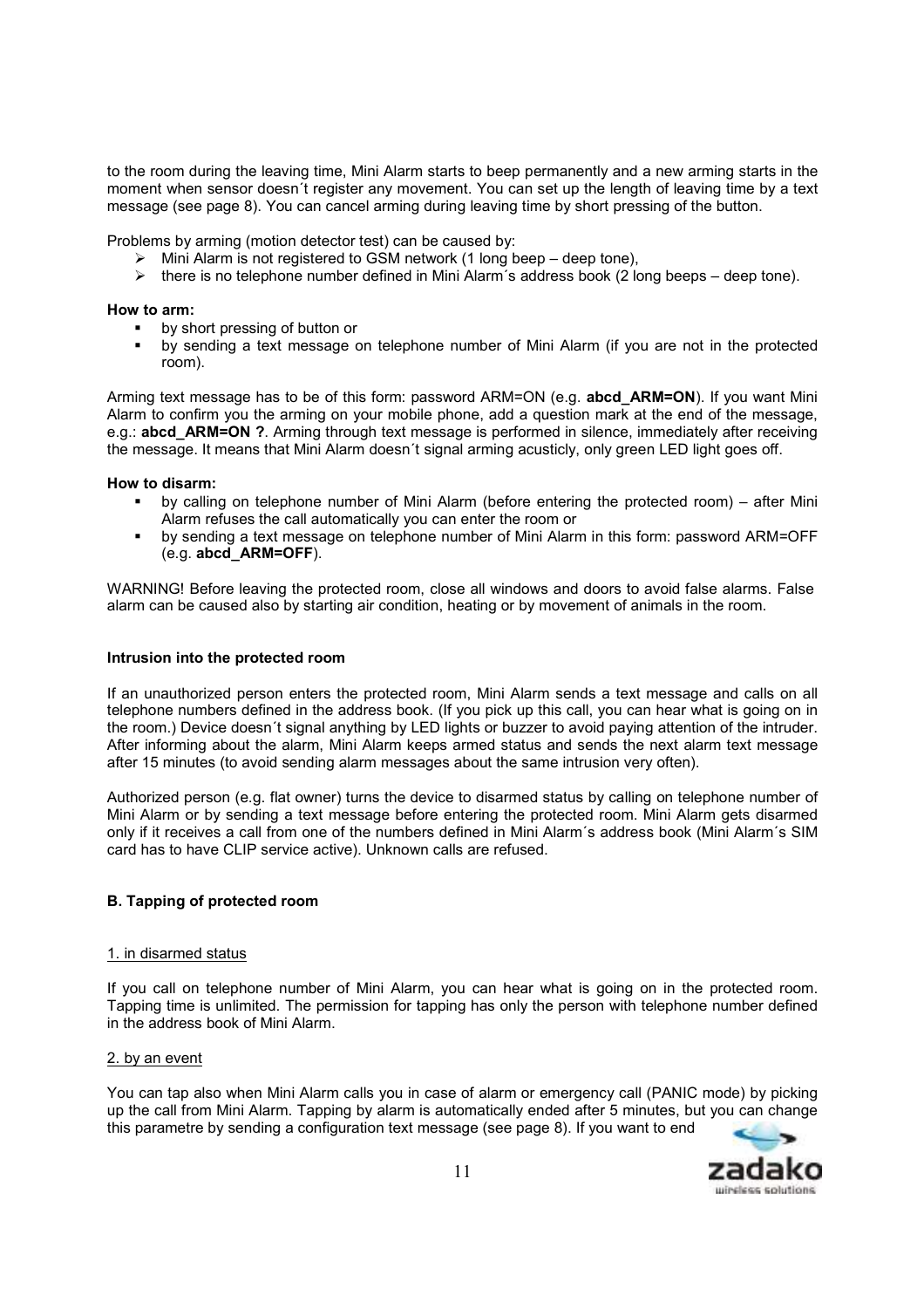to the room during the leaving time, Mini Alarm starts to beep permanently and a new arming starts in the moment when sensor doesn´t register any movement. You can set up the length of leaving time by a text message (see page 8). You can cancel arming during leaving time by short pressing of the button.

Problems by arming (motion detector test) can be caused by:

- Mini Alarm is not registered to GSM network (1 long beep – deep tone),
- there is no telephone number defined in Mini Alarm´s address book (2 long beeps – deep tone).

**How to arm:**

- by short pressing of button or
- by sending a text message on telephone number of Mini Alarm (if you are not in the protected room).

Arming text message has to be of this form: password ARM=ON (e.g. **abcd_ARM=ON**). If you want Mini Alarm to confirm you the arming on your mobile phone, add a question mark at the end of the message, e.g.: **abcd_ARM=ON ?**. Arming through text message is performed in silence, immediately after receiving the message. It means that Mini Alarm doesn´t signal arming acusticly, only green LED light goes off.

**How to disarm:**

- by calling on telephone number of Mini Alarm (before entering the protected room) – after Mini Alarm refuses the call automatically you can enter the room or
- by sending a text message on telephone number of Mini Alarm in this form: password ARM=OFF (e.g. **abcd_ARM=OFF**).

WARNING! Before leaving the protected room, close all windows and doors to avoid false alarms. False alarm can be caused also by starting air condition, heating or by movement of animals in the room.

**Intrusion into the protected room**

If an unauthorized person enters the protected room, Mini Alarm sends a text message and calls on all telephone numbers defined in the address book. (If you pick up this call, you can hear what is going on in the room.) Device doesn´t signal anything by LED lights or buzzer to avoid paying attention of the intruder. After informing about the alarm, Mini Alarm keeps armed status and sends the next alarm text message after 15 minutes (to avoid sending alarm messages about the same intrusion very often).

Authorized person (e.g. flat owner) turns the device to disarmed status by calling on telephone number of Mini Alarm or by sending a text message before entering the protected room. Mini Alarm gets disarmed only if it receives a call from one of the numbers defined in Mini Alarm´s address book (Mini Alarm´s SIM card has to have CLIP service active). Unknown calls are refused.

**B. Tapping of protected room**

1. in disarmed status

If you call on telephone number of Mini Alarm, you can hear what is going on in the protected room. Tapping time is unlimited. The permission for tapping has only the person with telephone number defined in the address book of Mini Alarm.

2. by an event

You can tap also when Mini Alarm calls you in case of alarm or emergency call (PANIC mode) by picking up the call from Mini Alarm. Tapping by alarm is automatically ended after 5 minutes, but you can change this parametre by sending a configuration text message (see page 8). If you want to end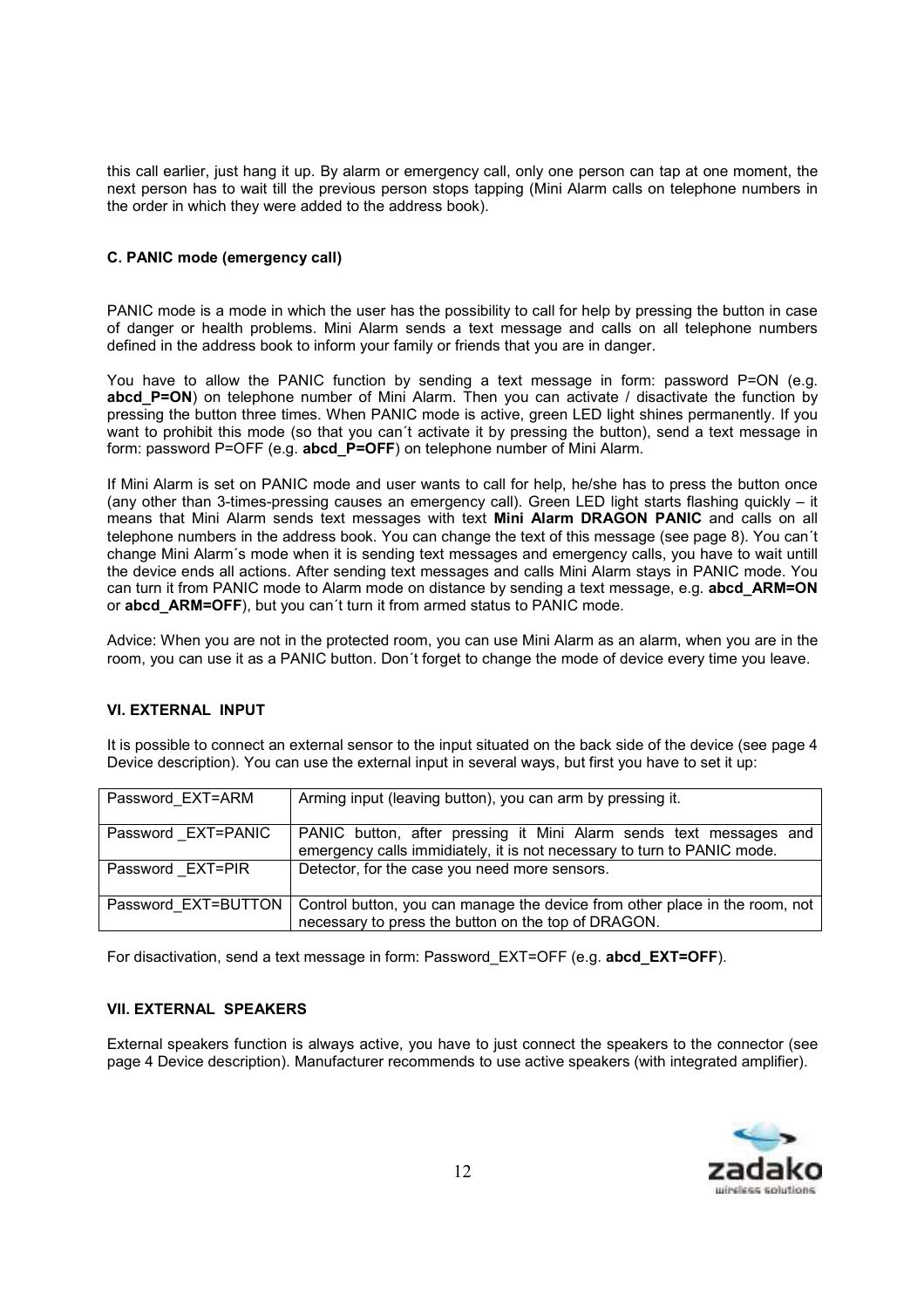this call earlier, just hang it up. By alarm or emergency call, only one person can tap at one moment, the next person has to wait till the previous person stops tapping (Mini Alarm calls on telephone numbers in the order in which they were added to the address book).

### C. PANIC mode (emergency call)

PANIC mode is a mode in which the user has the possibility to call for help by pressing the button in case of danger or health problems. Mini Alarm sends a text message and calls on all telephone numbers defined in the address book to inform your family or friends that you are in danger.

You have to allow the PANIC function by sending a text message in form: password P=ON (e.g. **abcd_P=ON**) on telephone number of Mini Alarm. Then you can activate / disactivate the function by pressing the button three times. When PANIC mode is active, green LED light shines permanently. If you want to prohibit this mode (so that you can´t activate it by pressing the button), send a text message in form: password P=OFF (e.g. **abcd_P=OFF**) on telephone number of Mini Alarm.

If Mini Alarm is set on PANIC mode and user wants to call for help, he/she has to press the button once (any other than 3-times-pressing causes an emergency call). Green LED light starts flashing quickly – it means that Mini Alarm sends text messages with text **Mini Alarm DRAGON PANIC** and calls on all telephone numbers in the address book. You can change the text of this message (see page 8). You can´t change Mini Alarm´s mode when it is sending text messages and emergency calls, you have to wait untill the device ends all actions. After sending text messages and calls Mini Alarm stays in PANIC mode. You can turn it from PANIC mode to Alarm mode on distance by sending a text message, e.g. **abcd_ARM=ON** or **abcd_ARM=OFF**), but you can´t turn it from armed status to PANIC mode.

Advice: When you are not in the protected room, you can use Mini Alarm as an alarm, when you are in the room, you can use it as a PANIC button. Don´t forget to change the mode of device every time you leave.

## VI. EXTERNAL INPUT

It is possible to connect an external sensor to the input situated on the back side of the device (see page 4 Device description). You can use the external input in several ways, but first you have to set it up:

| | |
|---|---|
| Password_EXT=ARM | Arming input (leaving button), you can arm by pressing it. |
| Password _EXT=PANIC | PANIC button, after pressing it Mini Alarm sends text messages and emergency calls immidiately, it is not necessary to turn to PANIC mode. |
| Password _EXT=PIR | Detector, for the case you need more sensors. |
| Password_EXT=BUTTON | Control button, you can manage the device from other place in the room, not necessary to press the button on the top of DRAGON. |

For disactivation, send a text message in form: Password_EXT=OFF (e.g. **abcd_EXT=OFF**).

## VII. EXTERNAL SPEAKERS

External speakers function is always active, you have to just connect the speakers to the connector (see page 4 Device description). Manufacturer recommends to use active speakers (with integrated amplifier).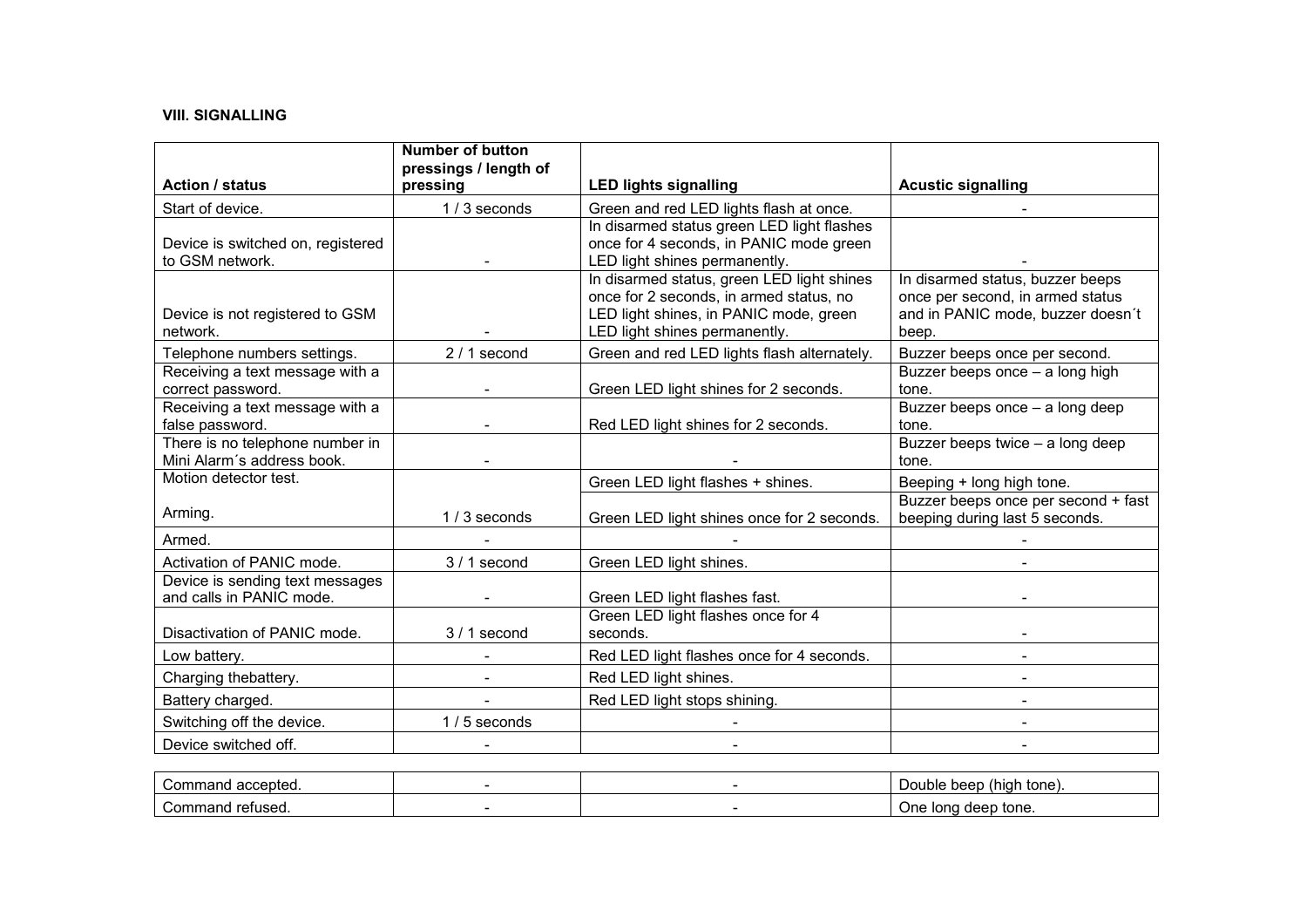**VIII. SIGNALLING**

| Action / status | Number of button pressings / length of pressing | LED lights signalling | Acustic signalling |
|---|---|---|---|
| Start of device. | 1 / 3 seconds | Green and red LED lights flash at once. | - |
| Device is switched on, registered to GSM network. | - | In disarmed status green LED light flashes once for 4 seconds, in PANIC mode green LED light shines permanently. | - |
| Device is not registered to GSM network. | - | In disarmed status, green LED light shines once for 2 seconds, in armed status, no LED light shines, in PANIC mode, green LED light shines permanently. | In disarmed status, buzzer beeps once per second, in armed status and in PANIC mode, buzzer doesn´t beep. |
| Telephone numbers settings. | 2 / 1 second | Green and red LED lights flash alternately. | Buzzer beeps once per second. |
| Receiving a text message with a correct password. | - | Green LED light shines for 2 seconds. | Buzzer beeps once – a long high tone. |
| Receiving a text message with a false password. | - | Red LED light shines for 2 seconds. | Buzzer beeps once – a long deep tone. |
| There is no telephone number in Mini Alarm´s address book. | - | - | Buzzer beeps twice – a long deep tone. |
| Motion detector test. | | Green LED light flashes + shines. | Beeping + long high tone. |
| Arming. | 1 / 3 seconds | Green LED light shines once for 2 seconds. | Buzzer beeps once per second + fast beeping during last 5 seconds. |
| Armed. | - | - | - |
| Activation of PANIC mode. | 3 / 1 second | Green LED light shines. | - |
| Device is sending text messages and calls in PANIC mode. | - | Green LED light flashes fast. | - |
| Disactivation of PANIC mode. | 3 / 1 second | Green LED light flashes once for 4 seconds. | - |
| Low battery. | - | Red LED light flashes once for 4 seconds. | - |
| Charging thebattery. | - | Red LED light shines. | - |
| Battery charged. | - | Red LED light stops shining. | - |
| Switching off the device. | 1 / 5 seconds | - | - |
| Device switched off. | - | - | - |

| | | | |
|---|---|---|---|
| Command accepted. | - | - | Double beep (high tone). |
| Command refused. | - | - | One long deep tone. |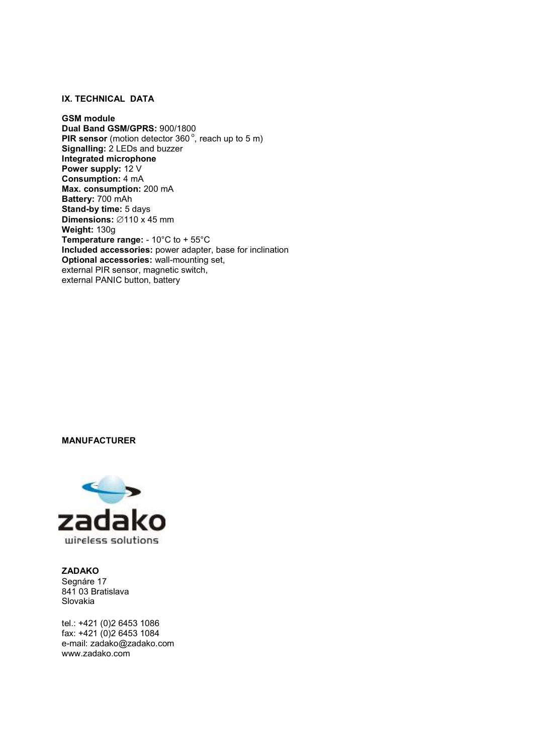## IX. TECHNICAL DATA

**GSM module**
**Dual Band GSM/GPRS:** 900/1800
**PIR sensor** (motion detector 360°, reach up to 5 m)
**Signalling:** 2 LEDs and buzzer
**Integrated microphone**
**Power supply:** 12 V
**Consumption:** 4 mA
**Max. consumption:** 200 mA
**Battery:** 700 mAh
**Stand-by time:** 5 days
**Dimensions:** ∅110 x 45 mm
**Weight:** 130g
**Temperature range:** - 10°C to + 55°C
**Included accessories:** power adapter, base for inclination
**Optional accessories:** wall-mounting set,
external PIR sensor, magnetic switch,
external PANIC button, battery

**MANUFACTURER**

zadako
wireless solutions

**ZADAKO**
Segnáre 17
841 03 Bratislava
Slovakia

tel.: +421 (0)2 6453 1086
fax: +421 (0)2 6453 1084
e-mail: zadako@zadako.com
www.zadako.com